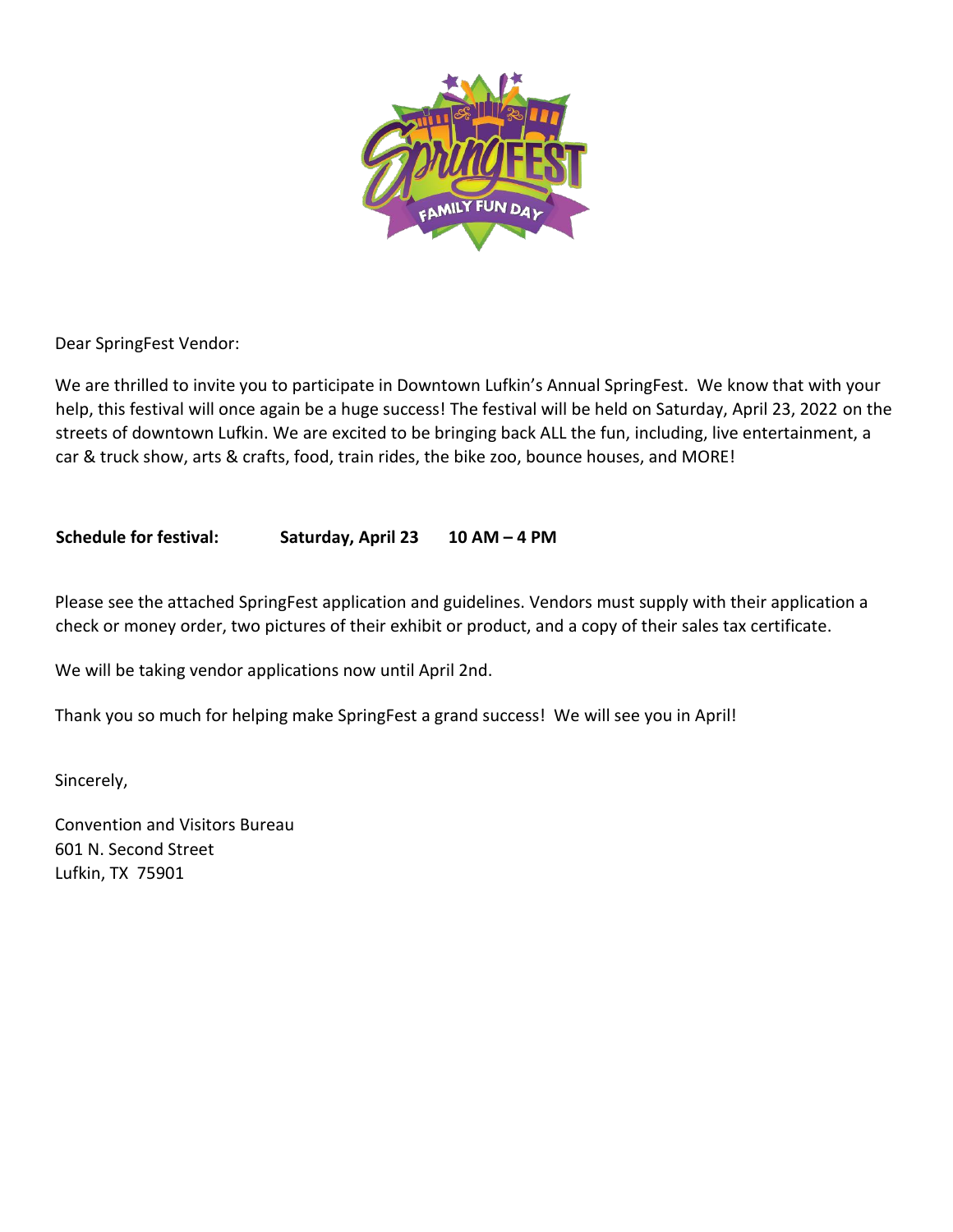Dear SpringFest Vendor:

We are thrilled to invite you to participate in Downtown Lufkin's Annual SpringFest. We know that with your help, this festival will once again be a huge success! The festival will be held on Saturday, April 23, 2022 on the streets of downtown Lufkin. We are excited to be bringing back ALL the fun, including, live entertainment, a car & truck show, arts & crafts, food, train rides, the bike zoo, bounce houses, and MORE!

**Schedule for festival:** **Saturday, April 23** **10 AM – 4 PM**

Please see the attached SpringFest application and guidelines. Vendors must supply with their application a check or money order, two pictures of their exhibit or product, and a copy of their sales tax certificate.

We will be taking vendor applications now until April 2nd.

Thank you so much for helping make SpringFest a grand success! We will see you in April!

Sincerely,

Convention and Visitors Bureau
601 N. Second Street
Lufkin, TX 75901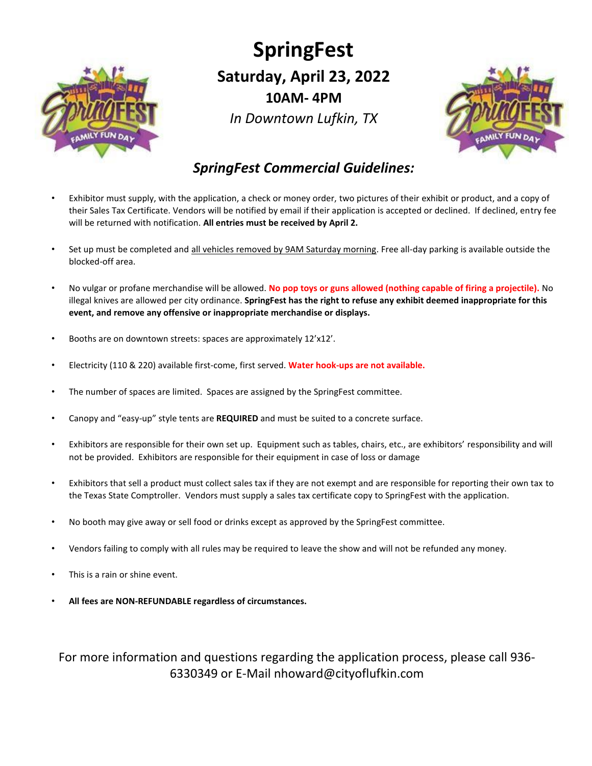# SpringFest

## Saturday, April 23, 2022

### 10AM- 4PM

*In Downtown Lufkin, TX*

## *SpringFest Commercial Guidelines:*

- Exhibitor must supply, with the application, a check or money order, two pictures of their exhibit or product, and a copy of their Sales Tax Certificate. Vendors will be notified by email if their application is accepted or declined. If declined, entry fee will be returned with notification. **All entries must be received by April 2.**

- Set up must be completed and all vehicles removed by 9AM Saturday morning. Free all-day parking is available outside the blocked-off area.

- No vulgar or profane merchandise will be allowed. **No pop toys or guns allowed (nothing capable of firing a projectile).** No illegal knives are allowed per city ordinance. **SpringFest has the right to refuse any exhibit deemed inappropriate for this event, and remove any offensive or inappropriate merchandise or displays.**

- Booths are on downtown streets: spaces are approximately 12'x12'.

- Electricity (110 & 220) available first-come, first served. **Water hook-ups are not available.**

- The number of spaces are limited. Spaces are assigned by the SpringFest committee.

- Canopy and "easy-up" style tents are **REQUIRED** and must be suited to a concrete surface.

- Exhibitors are responsible for their own set up. Equipment such as tables, chairs, etc., are exhibitors' responsibility and will not be provided. Exhibitors are responsible for their equipment in case of loss or damage

- Exhibitors that sell a product must collect sales tax if they are not exempt and are responsible for reporting their own tax to the Texas State Comptroller. Vendors must supply a sales tax certificate copy to SpringFest with the application.

- No booth may give away or sell food or drinks except as approved by the SpringFest committee.

- Vendors failing to comply with all rules may be required to leave the show and will not be refunded any money.

- This is a rain or shine event.

- **All fees are NON-REFUNDABLE regardless of circumstances.**

For more information and questions regarding the application process, please call 936-6330349 or E-Mail nhoward@cityoflufkin.com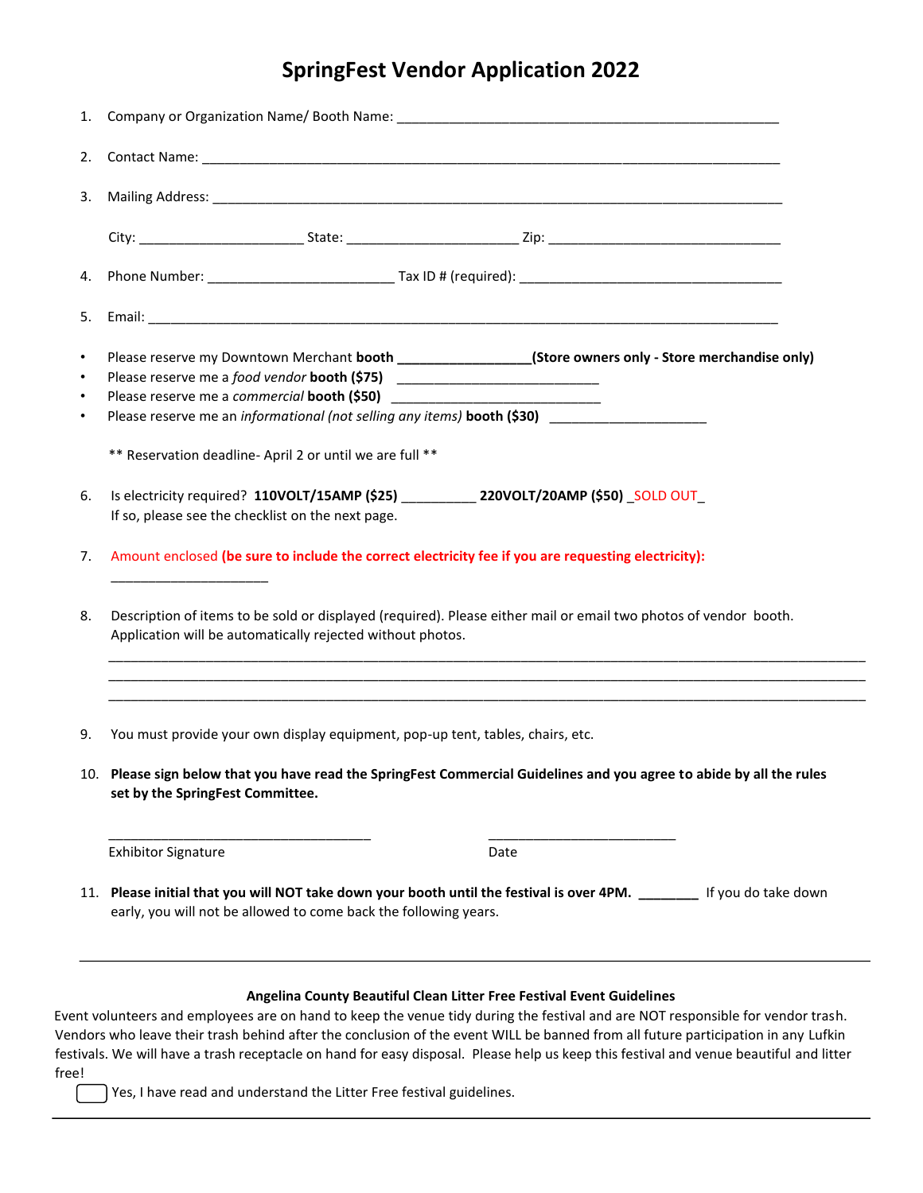# SpringFest Vendor Application 2022

1. Company or Organization Name/ Booth Name: ___________________________________________________

2. Contact Name: ___________________________________________________________________________

3. Mailing Address: ________________________________________________________________________

   City: _____________________ State: ______________________ Zip: ______________________________

4. Phone Number: ________________________ Tax ID # (required): ___________________________________

5. Email: _________________________________________________________________________________

- Please reserve my Downtown Merchant **booth** __________________**(Store owners only - Store merchandise only)**
- Please reserve me a *food vendor* **booth ($75)** __________________________
- Please reserve me a *commercial* **booth ($50)** __________________________
- Please reserve me an *informational (not selling any items)* **booth ($30)** ____________________

  ** Reservation deadline- April 2 or until we are full **

6. Is electricity required? **110VOLT/15AMP ($25)** __________ **220VOLT/20AMP ($50)** _SOLD OUT_
   If so, please see the checklist on the next page.

7. Amount enclosed **(be sure to include the correct electricity fee if you are requesting electricity):**
   ____________________

8. Description of items to be sold or displayed (required). Please either mail or email two photos of vendor booth. Application will be automatically rejected without photos.
   ______________________________________________________________________________________________
   ______________________________________________________________________________________________
   ______________________________________________________________________________________________

9. You must provide your own display equipment, pop-up tent, tables, chairs, etc.

10. **Please sign below that you have read the SpringFest Commercial Guidelines and you agree to abide by all the rules set by the SpringFest Committee.**

    ___________________________________ ___________________________
    Exhibitor Signature Date

11. **Please initial that you will NOT take down your booth until the festival is over 4PM.** ________ If you do take down early, you will not be allowed to come back the following years.

---

**Angelina County Beautiful Clean Litter Free Festival Event Guidelines**

Event volunteers and employees are on hand to keep the venue tidy during the festival and are NOT responsible for vendor trash. Vendors who leave their trash behind after the conclusion of the event WILL be banned from all future participation in any Lufkin festivals. We will have a trash receptacle on hand for easy disposal. Please help us keep this festival and venue beautiful and litter free!

☐ Yes, I have read and understand the Litter Free festival guidelines.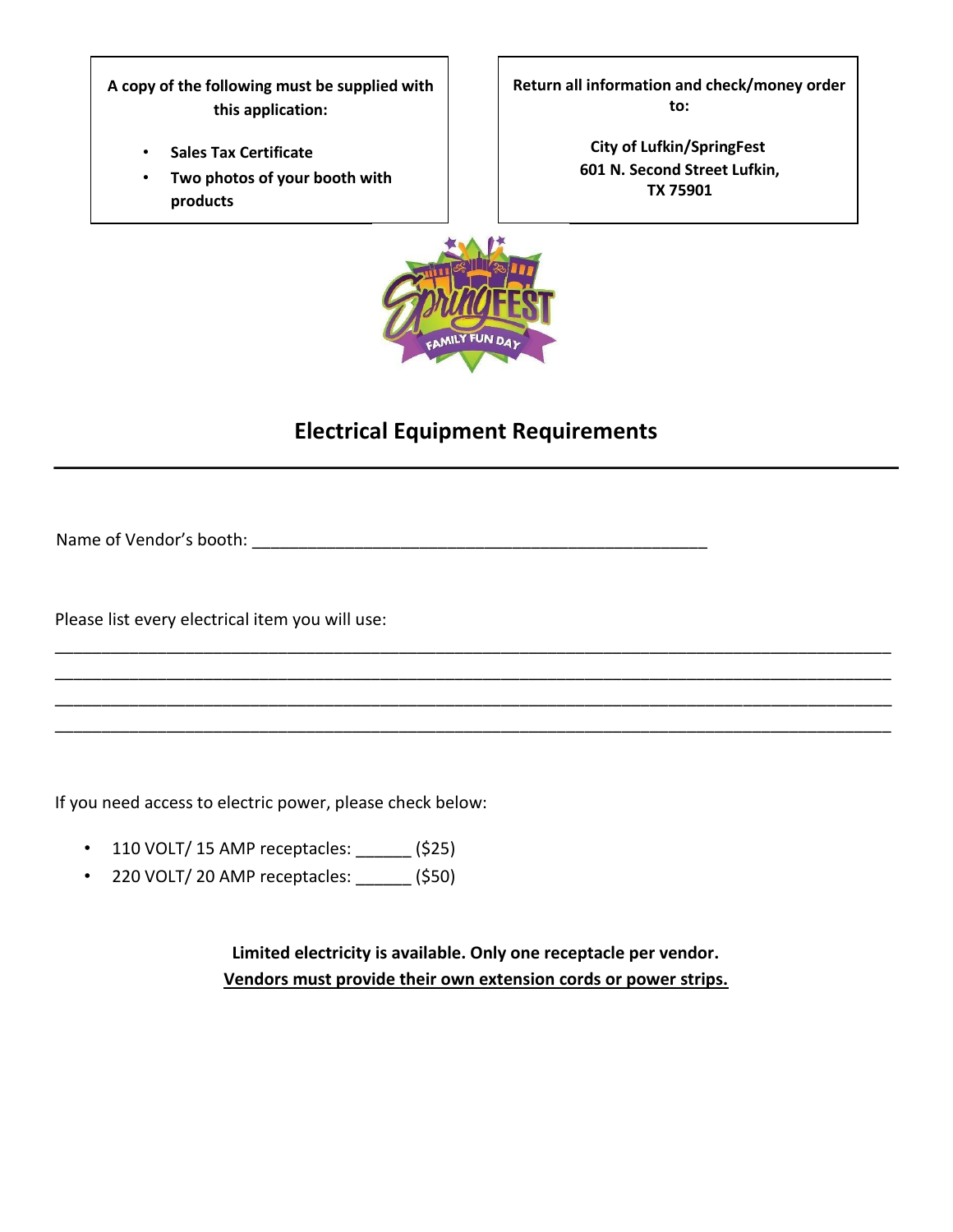**A copy of the following must be supplied with this application:**

- **Sales Tax Certificate**
- **Two photos of your booth with products**

**Return all information and check/money order to:**

**City of Lufkin/SpringFest**
**601 N. Second Street Lufkin, TX 75901**

## Electrical Equipment Requirements

Name of Vendor's booth: ______________________________________________________

Please list every electrical item you will use:

______________________________________________________________________________
______________________________________________________________________________
______________________________________________________________________________
______________________________________________________________________________

If you need access to electric power, please check below:

- 110 VOLT/ 15 AMP receptacles: ______ ($25)
- 220 VOLT/ 20 AMP receptacles: ______ ($50)

**Limited electricity is available. Only one receptacle per vendor.**
**<u>Vendors must provide their own extension cords or power strips.</u>**